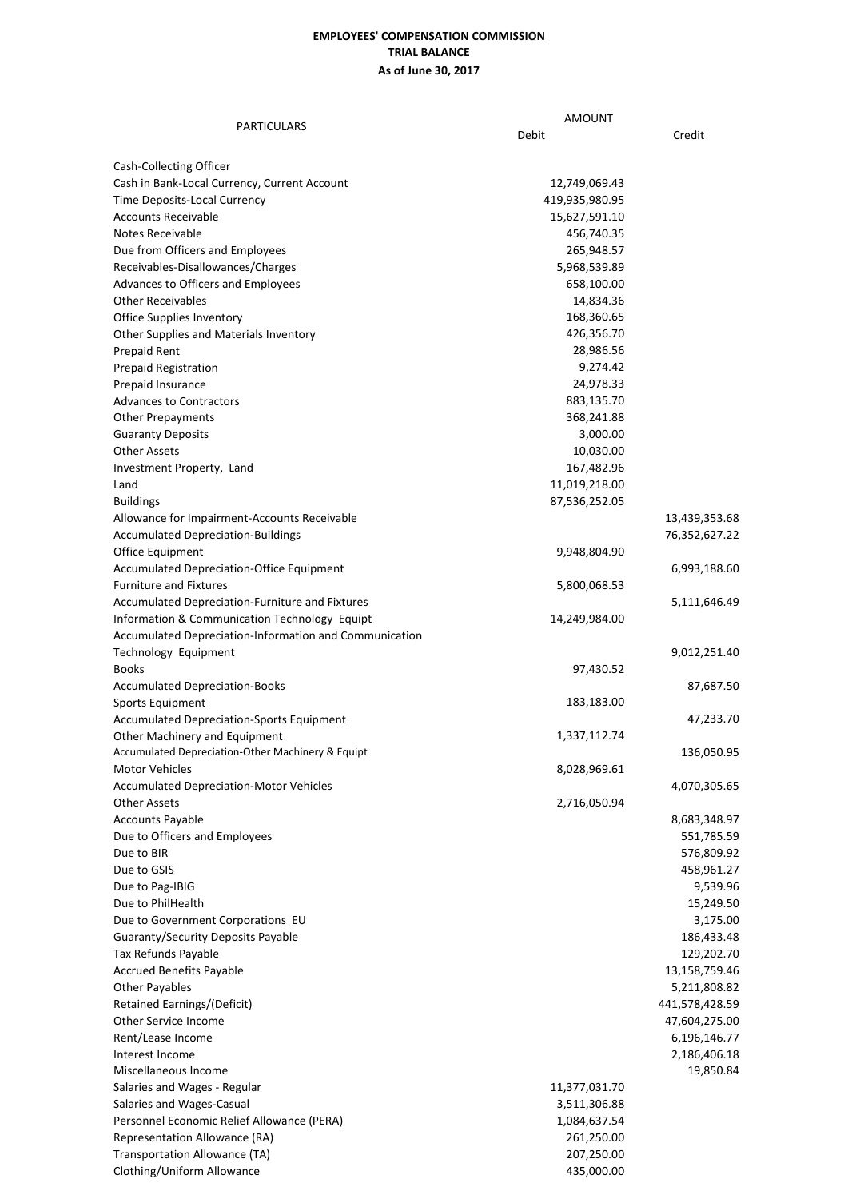**EMPLOYEES' COMPENSATION COMMISSION**
**TRIAL BALANCE**
**As of June 30, 2017**

| PARTICULARS | AMOUNT | |
|---|---|---|
| | Debit | Credit |
| Cash-Collecting Officer | | |
| Cash in Bank-Local Currency, Current Account | 12,749,069.43 | |
| Time Deposits-Local Currency | 419,935,980.95 | |
| Accounts Receivable | 15,627,591.10 | |
| Notes Receivable | 456,740.35 | |
| Due from Officers and Employees | 265,948.57 | |
| Receivables-Disallowances/Charges | 5,968,539.89 | |
| Advances to Officers and Employees | 658,100.00 | |
| Other Receivables | 14,834.36 | |
| Office Supplies Inventory | 168,360.65 | |
| Other Supplies and Materials Inventory | 426,356.70 | |
| Prepaid Rent | 28,986.56 | |
| Prepaid Registration | 9,274.42 | |
| Prepaid Insurance | 24,978.33 | |
| Advances to Contractors | 883,135.70 | |
| Other Prepayments | 368,241.88 | |
| Guaranty Deposits | 3,000.00 | |
| Other Assets | 10,030.00 | |
| Investment Property, Land | 167,482.96 | |
| Land | 11,019,218.00 | |
| Buildings | 87,536,252.05 | |
| Allowance for Impairment-Accounts Receivable | | 13,439,353.68 |
| Accumulated Depreciation-Buildings | | 76,352,627.22 |
| Office Equipment | 9,948,804.90 | |
| Accumulated Depreciation-Office Equipment | | 6,993,188.60 |
| Furniture and Fixtures | 5,800,068.53 | |
| Accumulated Depreciation-Furniture and Fixtures | | 5,111,646.49 |
| Information & Communication Technology Equipt | 14,249,984.00 | |
| Accumulated Depreciation-Information and Communication Technology Equipment | | 9,012,251.40 |
| Books | 97,430.52 | |
| Accumulated Depreciation-Books | | 87,687.50 |
| Sports Equipment | 183,183.00 | |
| Accumulated Depreciation-Sports Equipment | | 47,233.70 |
| Other Machinery and Equipment | 1,337,112.74 | |
| Accumulated Depreciation-Other Machinery & Equipt | | 136,050.95 |
| Motor Vehicles | 8,028,969.61 | |
| Accumulated Depreciation-Motor Vehicles | | 4,070,305.65 |
| Other Assets | 2,716,050.94 | |
| Accounts Payable | | 8,683,348.97 |
| Due to Officers and Employees | | 551,785.59 |
| Due to BIR | | 576,809.92 |
| Due to GSIS | | 458,961.27 |
| Due to Pag-IBIG | | 9,539.96 |
| Due to PhilHealth | | 15,249.50 |
| Due to Government Corporations EU | | 3,175.00 |
| Guaranty/Security Deposits Payable | | 186,433.48 |
| Tax Refunds Payable | | 129,202.70 |
| Accrued Benefits Payable | | 13,158,759.46 |
| Other Payables | | 5,211,808.82 |
| Retained Earnings/(Deficit) | | 441,578,428.59 |
| Other Service Income | | 47,604,275.00 |
| Rent/Lease Income | | 6,196,146.77 |
| Interest Income | | 2,186,406.18 |
| Miscellaneous Income | | 19,850.84 |
| Salaries and Wages - Regular | 11,377,031.70 | |
| Salaries and Wages-Casual | 3,511,306.88 | |
| Personnel Economic Relief Allowance (PERA) | 1,084,637.54 | |
| Representation Allowance (RA) | 261,250.00 | |
| Transportation Allowance (TA) | 207,250.00 | |
| Clothing/Uniform Allowance | 435,000.00 | |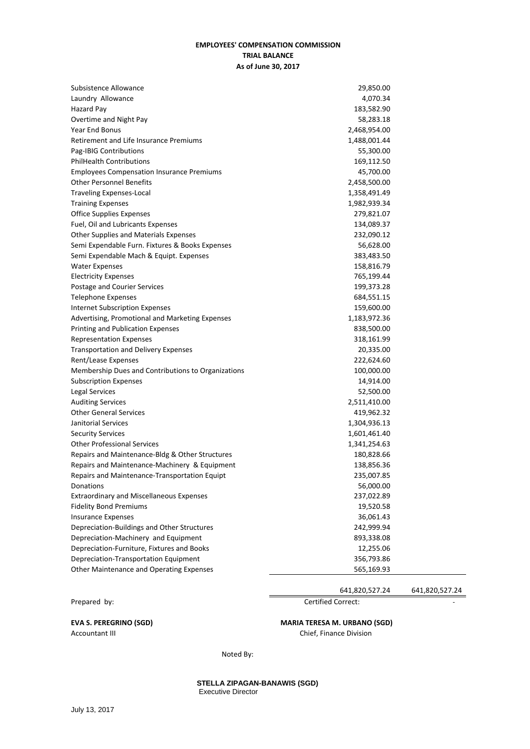**EMPLOYEES' COMPENSATION COMMISSION**
**TRIAL BALANCE**
**As of June 30, 2017**

| | | |
|---|---|---|
| Subsistence Allowance | 29,850.00 | |
| Laundry Allowance | 4,070.34 | |
| Hazard Pay | 183,582.90 | |
| Overtime and Night Pay | 58,283.18 | |
| Year End Bonus | 2,468,954.00 | |
| Retirement and Life Insurance Premiums | 1,488,001.44 | |
| Pag-IBIG Contributions | 55,300.00 | |
| PhilHealth Contributions | 169,112.50 | |
| Employees Compensation Insurance Premiums | 45,700.00 | |
| Other Personnel Benefits | 2,458,500.00 | |
| Traveling Expenses-Local | 1,358,491.49 | |
| Training Expenses | 1,982,939.34 | |
| Office Supplies Expenses | 279,821.07 | |
| Fuel, Oil and Lubricants Expenses | 134,089.37 | |
| Other Supplies and Materials Expenses | 232,090.12 | |
| Semi Expendable Furn. Fixtures & Books Expenses | 56,628.00 | |
| Semi Expendable Mach & Equipt. Expenses | 383,483.50 | |
| Water Expenses | 158,816.79 | |
| Electricity Expenses | 765,199.44 | |
| Postage and Courier Services | 199,373.28 | |
| Telephone Expenses | 684,551.15 | |
| Internet Subscription Expenses | 159,600.00 | |
| Advertising, Promotional and Marketing Expenses | 1,183,972.36 | |
| Printing and Publication Expenses | 838,500.00 | |
| Representation Expenses | 318,161.99 | |
| Transportation and Delivery Expenses | 20,335.00 | |
| Rent/Lease Expenses | 222,624.60 | |
| Membership Dues and Contributions to Organizations | 100,000.00 | |
| Subscription Expenses | 14,914.00 | |
| Legal Services | 52,500.00 | |
| Auditing Services | 2,511,410.00 | |
| Other General Services | 419,962.32 | |
| Janitorial Services | 1,304,936.13 | |
| Security Services | 1,601,461.40 | |
| Other Professional Services | 1,341,254.63 | |
| Repairs and Maintenance-Bldg & Other Structures | 180,828.66 | |
| Repairs and Maintenance-Machinery & Equipment | 138,856.36 | |
| Repairs and Maintenance-Transportation Equipt | 235,007.85 | |
| Donations | 56,000.00 | |
| Extraordinary and Miscellaneous Expenses | 237,022.89 | |
| Fidelity Bond Premiums | 19,520.58 | |
| Insurance Expenses | 36,061.43 | |
| Depreciation-Buildings and Other Structures | 242,999.94 | |
| Depreciation-Machinery and Equipment | 893,338.08 | |
| Depreciation-Furniture, Fixtures and Books | 12,255.06 | |
| Depreciation-Transportation Equipment | 356,793.86 | |
| Other Maintenance and Operating Expenses | 565,169.93 | |
| | 641,820,527.24 | 641,820,527.24 |
| | | - |

Prepared by: Certified Correct:

**EVA S. PEREGRINO (SGD)**
Accountant III

**MARIA TERESA M. URBANO (SGD)**
Chief, Finance Division

Noted By:

**STELLA ZIPAGAN-BANAWIS (SGD)**
Executive Director

July 13, 2017